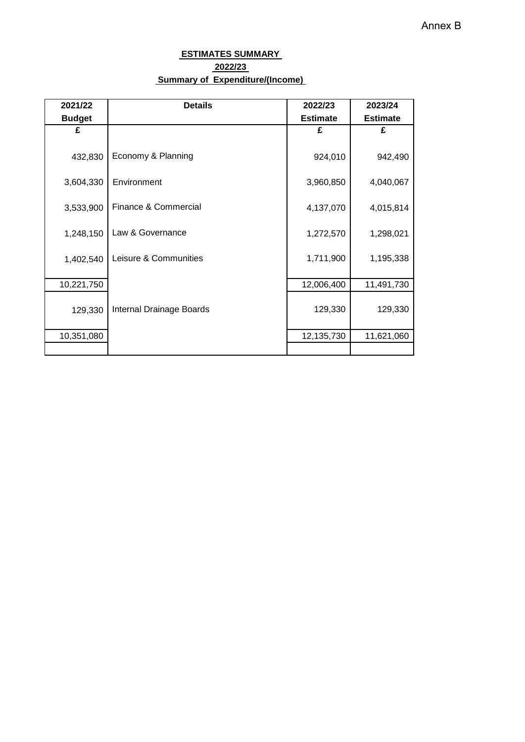Annex B

**ESTIMATES SUMMARY**

**2022/23**

**Summary of Expenditure/(Income)**

| 2021/22 Budget | Details | 2022/23 Estimate | 2023/24 Estimate |
|---|---|---|---|
| £ | | £ | £ |
| 432,830 | Economy & Planning | 924,010 | 942,490 |
| 3,604,330 | Environment | 3,960,850 | 4,040,067 |
| 3,533,900 | Finance & Commercial | 4,137,070 | 4,015,814 |
| 1,248,150 | Law & Governance | 1,272,570 | 1,298,021 |
| 1,402,540 | Leisure & Communities | 1,711,900 | 1,195,338 |
| 10,221,750 | | 12,006,400 | 11,491,730 |
| 129,330 | Internal Drainage Boards | 129,330 | 129,330 |
| 10,351,080 | | 12,135,730 | 11,621,060 |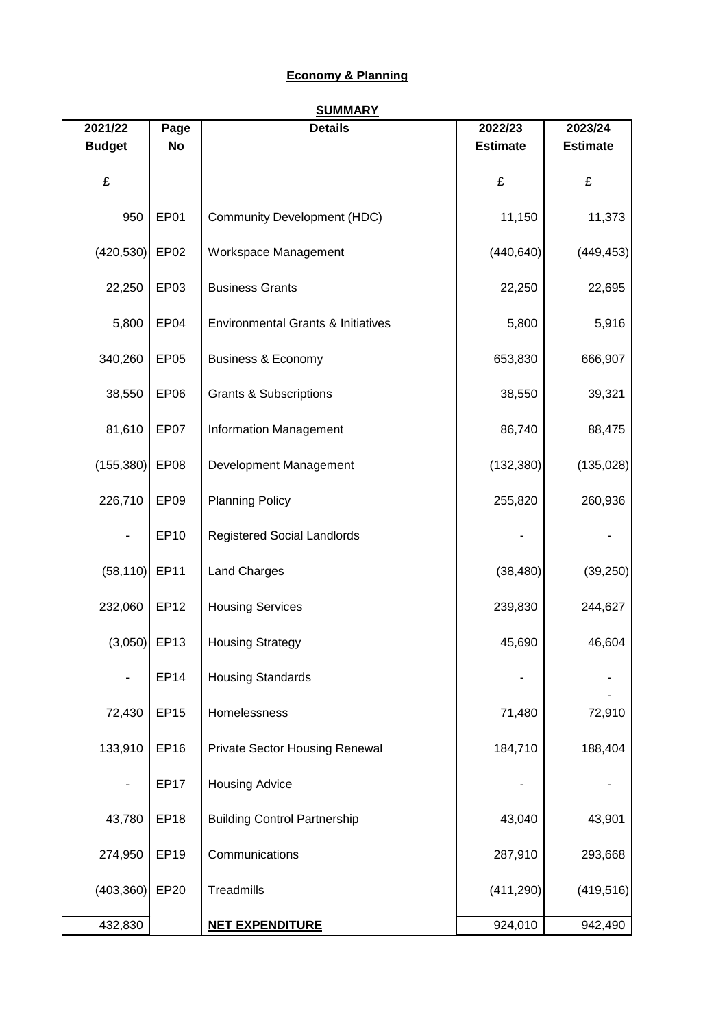**Economy & Planning**

**SUMMARY**

| 2021/22 Budget | Page No | Details | 2022/23 Estimate | 2023/24 Estimate |
|---|---|---|---|---|
| £ | | | £ | £ |
| 950 | EP01 | Community Development (HDC) | 11,150 | 11,373 |
| (420,530) | EP02 | Workspace Management | (440,640) | (449,453) |
| 22,250 | EP03 | Business Grants | 22,250 | 22,695 |
| 5,800 | EP04 | Environmental Grants & Initiatives | 5,800 | 5,916 |
| 340,260 | EP05 | Business & Economy | 653,830 | 666,907 |
| 38,550 | EP06 | Grants & Subscriptions | 38,550 | 39,321 |
| 81,610 | EP07 | Information Management | 86,740 | 88,475 |
| (155,380) | EP08 | Development Management | (132,380) | (135,028) |
| 226,710 | EP09 | Planning Policy | 255,820 | 260,936 |
| - | EP10 | Registered Social Landlords | - | - |
| (58,110) | EP11 | Land Charges | (38,480) | (39,250) |
| 232,060 | EP12 | Housing Services | 239,830 | 244,627 |
| (3,050) | EP13 | Housing Strategy | 45,690 | 46,604 |
| - | EP14 | Housing Standards | - | - |
| 72,430 | EP15 | Homelessness | 71,480 | 72,910 |
| 133,910 | EP16 | Private Sector Housing Renewal | 184,710 | 188,404 |
| - | EP17 | Housing Advice | - | - |
| 43,780 | EP18 | Building Control Partnership | 43,040 | 43,901 |
| 274,950 | EP19 | Communications | 287,910 | 293,668 |
| (403,360) | EP20 | Treadmills | (411,290) | (419,516) |
| 432,830 | | **NET EXPENDITURE** | 924,010 | 942,490 |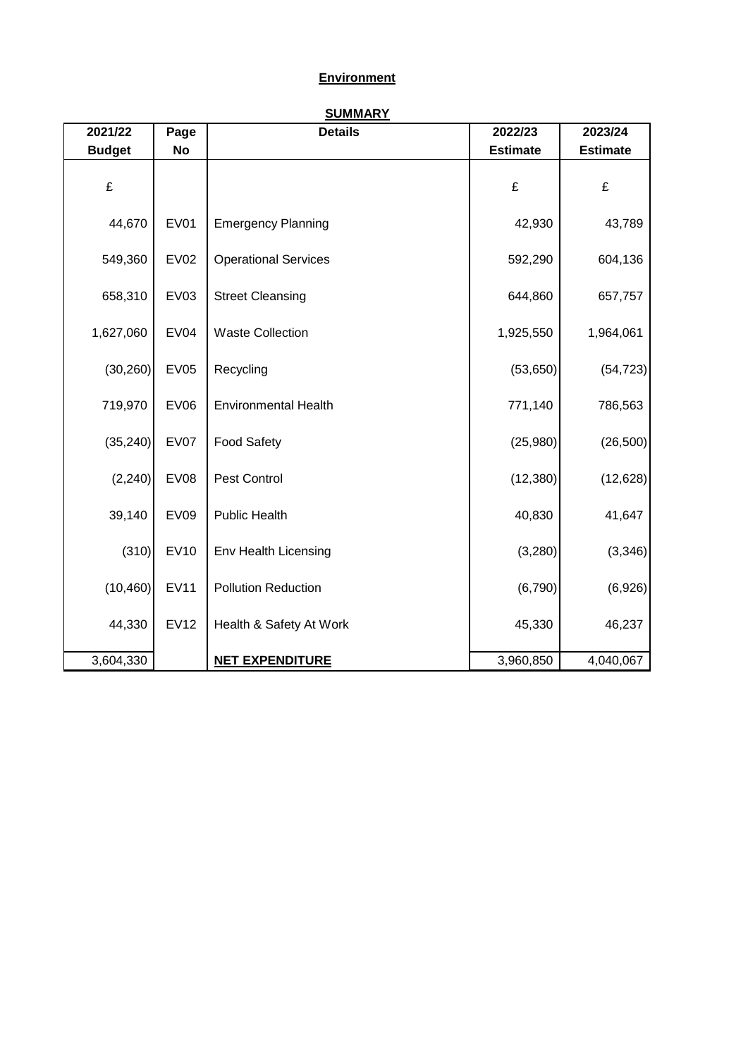**Environment**

**SUMMARY**

| 2021/22 Budget | Page No | Details | 2022/23 Estimate | 2023/24 Estimate |
|---|---|---|---|---|
| £ | | | £ | £ |
| 44,670 | EV01 | Emergency Planning | 42,930 | 43,789 |
| 549,360 | EV02 | Operational Services | 592,290 | 604,136 |
| 658,310 | EV03 | Street Cleansing | 644,860 | 657,757 |
| 1,627,060 | EV04 | Waste Collection | 1,925,550 | 1,964,061 |
| (30,260) | EV05 | Recycling | (53,650) | (54,723) |
| 719,970 | EV06 | Environmental Health | 771,140 | 786,563 |
| (35,240) | EV07 | Food Safety | (25,980) | (26,500) |
| (2,240) | EV08 | Pest Control | (12,380) | (12,628) |
| 39,140 | EV09 | Public Health | 40,830 | 41,647 |
| (310) | EV10 | Env Health Licensing | (3,280) | (3,346) |
| (10,460) | EV11 | Pollution Reduction | (6,790) | (6,926) |
| 44,330 | EV12 | Health & Safety At Work | 45,330 | 46,237 |
| 3,604,330 | | **NET EXPENDITURE** | 3,960,850 | 4,040,067 |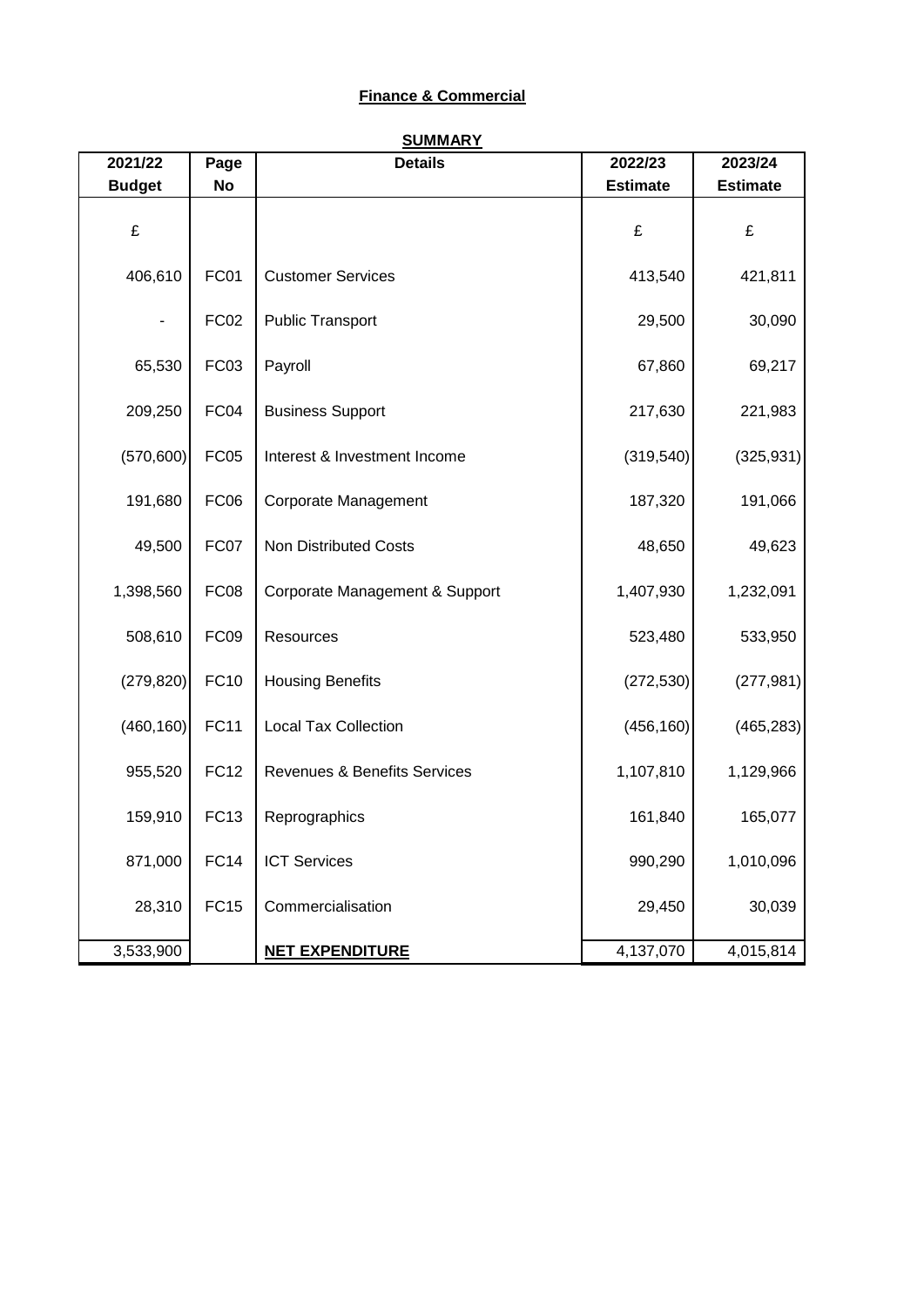**Finance & Commercial**

**SUMMARY**

| 2021/22 Budget | Page No | Details | 2022/23 Estimate | 2023/24 Estimate |
|---|---|---|---|---|
| £ | | | £ | £ |
| 406,610 | FC01 | Customer Services | 413,540 | 421,811 |
| - | FC02 | Public Transport | 29,500 | 30,090 |
| 65,530 | FC03 | Payroll | 67,860 | 69,217 |
| 209,250 | FC04 | Business Support | 217,630 | 221,983 |
| (570,600) | FC05 | Interest & Investment Income | (319,540) | (325,931) |
| 191,680 | FC06 | Corporate Management | 187,320 | 191,066 |
| 49,500 | FC07 | Non Distributed Costs | 48,650 | 49,623 |
| 1,398,560 | FC08 | Corporate Management & Support | 1,407,930 | 1,232,091 |
| 508,610 | FC09 | Resources | 523,480 | 533,950 |
| (279,820) | FC10 | Housing Benefits | (272,530) | (277,981) |
| (460,160) | FC11 | Local Tax Collection | (456,160) | (465,283) |
| 955,520 | FC12 | Revenues & Benefits Services | 1,107,810 | 1,129,966 |
| 159,910 | FC13 | Reprographics | 161,840 | 165,077 |
| 871,000 | FC14 | ICT Services | 990,290 | 1,010,096 |
| 28,310 | FC15 | Commercialisation | 29,450 | 30,039 |
| 3,533,900 | | **NET EXPENDITURE** | 4,137,070 | 4,015,814 |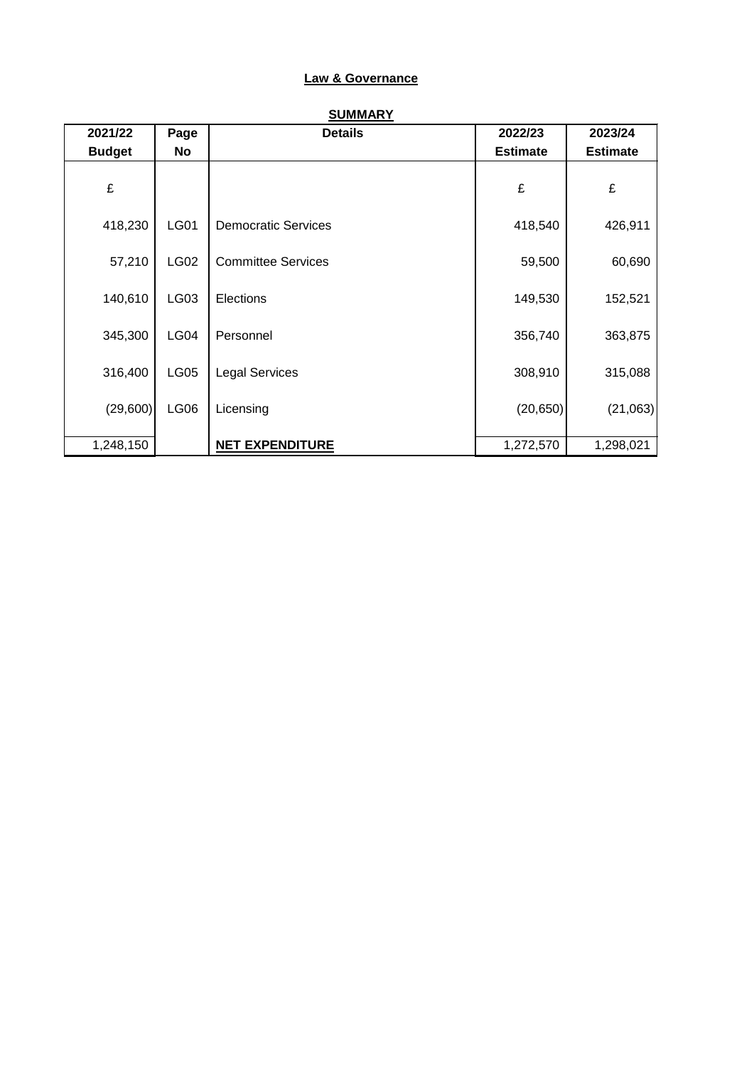**Law & Governance**

**SUMMARY**

| 2021/22 Budget | Page No | Details | 2022/23 Estimate | 2023/24 Estimate |
|---|---|---|---|---|
| £ | | | £ | £ |
| 418,230 | LG01 | Democratic Services | 418,540 | 426,911 |
| 57,210 | LG02 | Committee Services | 59,500 | 60,690 |
| 140,610 | LG03 | Elections | 149,530 | 152,521 |
| 345,300 | LG04 | Personnel | 356,740 | 363,875 |
| 316,400 | LG05 | Legal Services | 308,910 | 315,088 |
| (29,600) | LG06 | Licensing | (20,650) | (21,063) |
| 1,248,150 | | **NET EXPENDITURE** | 1,272,570 | 1,298,021 |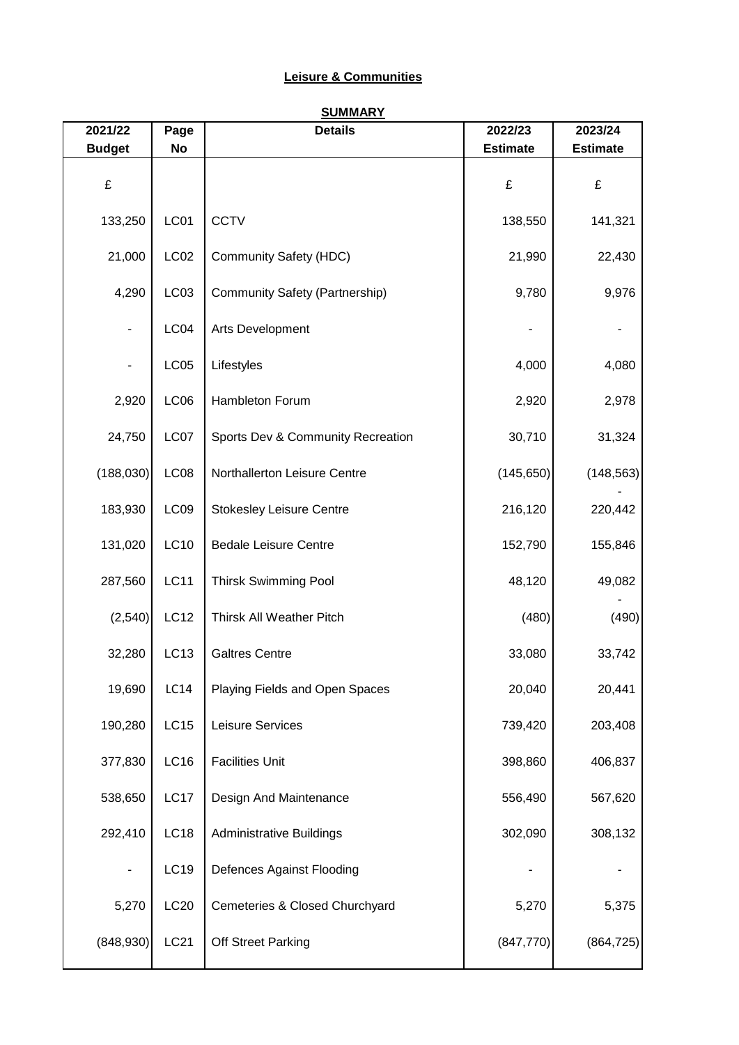**Leisure & Communities**

**SUMMARY**

| 2021/22 Budget | Page No | Details | 2022/23 Estimate | 2023/24 Estimate |
|---|---|---|---|---|
| £ | | | £ | £ |
| 133,250 | LC01 | CCTV | 138,550 | 141,321 |
| 21,000 | LC02 | Community Safety (HDC) | 21,990 | 22,430 |
| 4,290 | LC03 | Community Safety (Partnership) | 9,780 | 9,976 |
| - | LC04 | Arts Development | - | - |
| - | LC05 | Lifestyles | 4,000 | 4,080 |
| 2,920 | LC06 | Hambleton Forum | 2,920 | 2,978 |
| 24,750 | LC07 | Sports Dev & Community Recreation | 30,710 | 31,324 |
| (188,030) | LC08 | Northallerton Leisure Centre | (145,650) | (148,563) |
| 183,930 | LC09 | Stokesley Leisure Centre | 216,120 | 220,442 |
| 131,020 | LC10 | Bedale Leisure Centre | 152,790 | 155,846 |
| 287,560 | LC11 | Thirsk Swimming Pool | 48,120 | 49,082 |
| (2,540) | LC12 | Thirsk All Weather Pitch | (480) | (490) |
| 32,280 | LC13 | Galtres Centre | 33,080 | 33,742 |
| 19,690 | LC14 | Playing Fields and Open Spaces | 20,040 | 20,441 |
| 190,280 | LC15 | Leisure Services | 739,420 | 203,408 |
| 377,830 | LC16 | Facilities Unit | 398,860 | 406,837 |
| 538,650 | LC17 | Design And Maintenance | 556,490 | 567,620 |
| 292,410 | LC18 | Administrative Buildings | 302,090 | 308,132 |
| - | LC19 | Defences Against Flooding | - | - |
| 5,270 | LC20 | Cemeteries & Closed Churchyard | 5,270 | 5,375 |
| (848,930) | LC21 | Off Street Parking | (847,770) | (864,725) |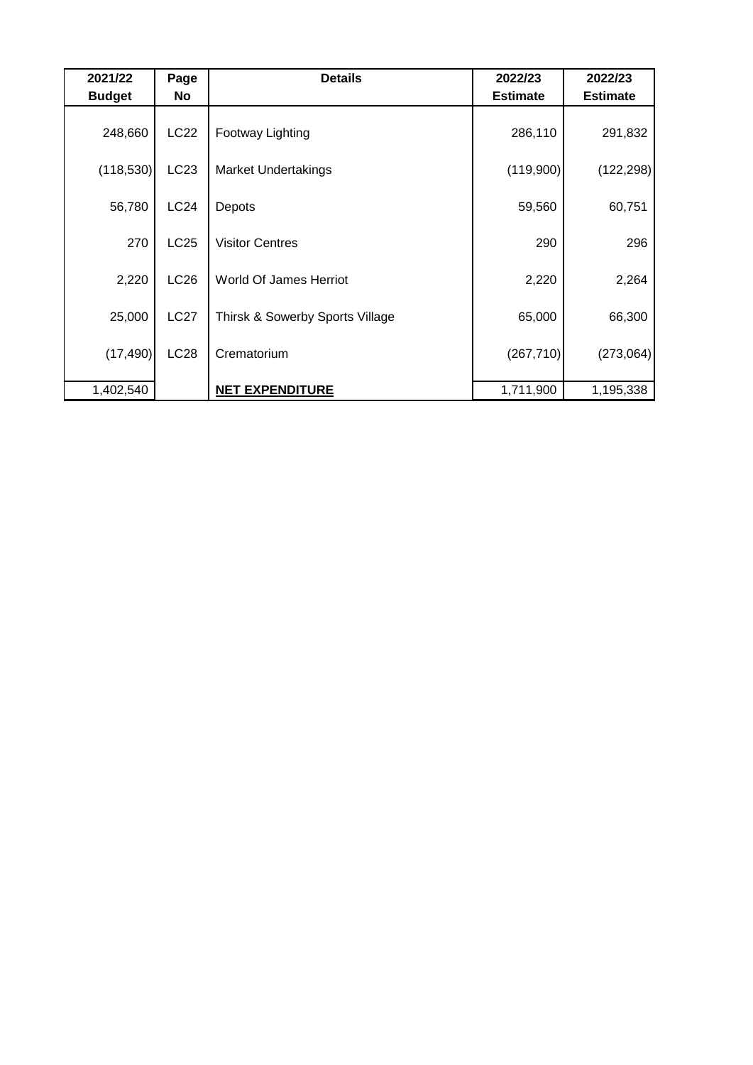| 2021/22 Budget | Page No | Details | 2022/23 Estimate | 2022/23 Estimate |
|---|---|---|---|---|
| 248,660 | LC22 | Footway Lighting | 286,110 | 291,832 |
| (118,530) | LC23 | Market Undertakings | (119,900) | (122,298) |
| 56,780 | LC24 | Depots | 59,560 | 60,751 |
| 270 | LC25 | Visitor Centres | 290 | 296 |
| 2,220 | LC26 | World Of James Herriot | 2,220 | 2,264 |
| 25,000 | LC27 | Thirsk & Sowerby Sports Village | 65,000 | 66,300 |
| (17,490) | LC28 | Crematorium | (267,710) | (273,064) |
| 1,402,540 | | **NET EXPENDITURE** | 1,711,900 | 1,195,338 |